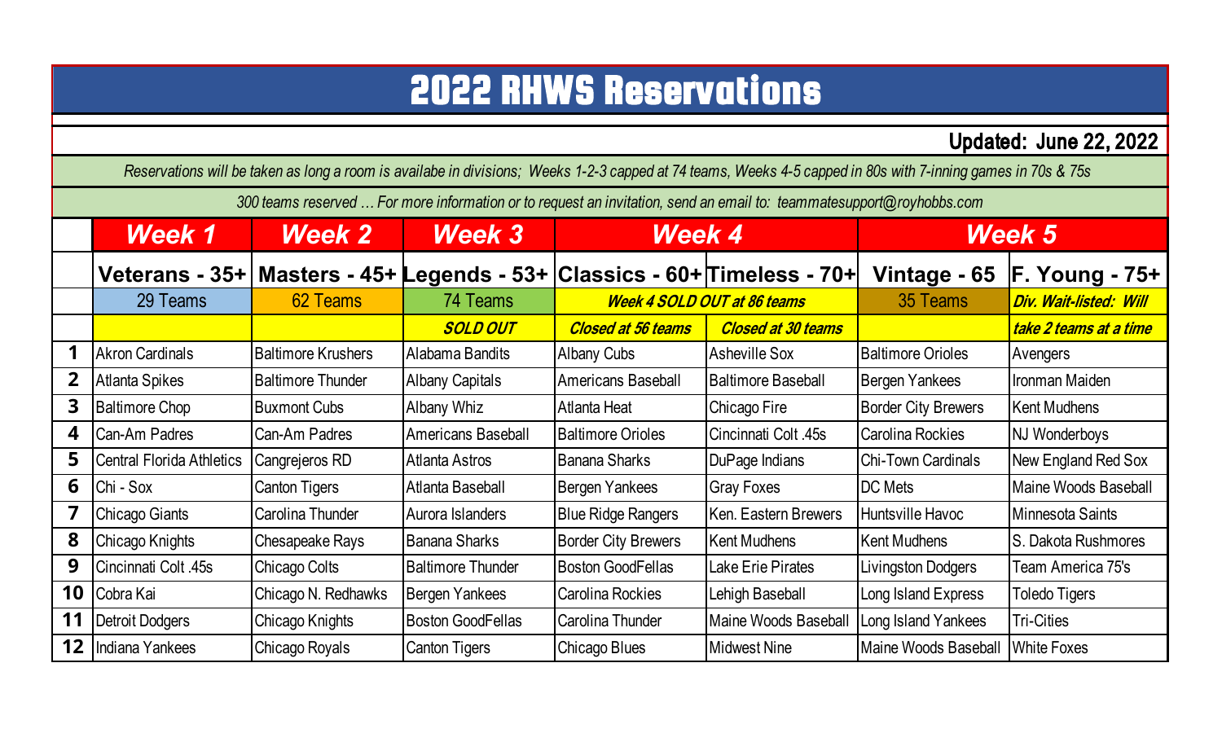# 2022 RHWS Reservations

**Updated: June 22, 2022**

*Reservations will be taken as long a room is availabe in divisions; Weeks 1-2-3 capped at 74 teams, Weeks 4-5 capped in 80s with 7-inning games in 70s & 75s*

*300 teams reserved … For more information or to request an invitation, send an email to: teammatesupport@royhobbs.com*

| | Week 1 | Week 2 | Week 3 | Week 4 | | Week 5 | |
|---|---|---|---|---|---|---|---|
| | **Veterans - 35+** | **Masters - 45+** | **Legends - 53+** | **Classics - 60+** | **Timeless - 70+** | **Vintage - 65** | **F. Young - 75+** |
| | 29 Teams | 62 Teams | 74 Teams | *Week 4 SOLD OUT at 86 teams* | | 35 Teams | *Div. Wait-listed: Will* |
| | | | *SOLD OUT* | *Closed at 56 teams* | *Closed at 30 teams* | | *take 2 teams at a time* |
| **1** | Akron Cardinals | Baltimore Krushers | Alabama Bandits | Albany Cubs | Asheville Sox | Baltimore Orioles | Avengers |
| **2** | Atlanta Spikes | Baltimore Thunder | Albany Capitals | Americans Baseball | Baltimore Baseball | Bergen Yankees | Ironman Maiden |
| **3** | Baltimore Chop | Buxmont Cubs | Albany Whiz | Atlanta Heat | Chicago Fire | Border City Brewers | Kent Mudhens |
| **4** | Can-Am Padres | Can-Am Padres | Americans Baseball | Baltimore Orioles | Cincinnati Colt .45s | Carolina Rockies | NJ Wonderboys |
| **5** | Central Florida Athletics | Cangrejeros RD | Atlanta Astros | Banana Sharks | DuPage Indians | Chi-Town Cardinals | New England Red Sox |
| **6** | Chi - Sox | Canton Tigers | Atlanta Baseball | Bergen Yankees | Gray Foxes | DC Mets | Maine Woods Baseball |
| **7** | Chicago Giants | Carolina Thunder | Aurora Islanders | Blue Ridge Rangers | Ken. Eastern Brewers | Huntsville Havoc | Minnesota Saints |
| **8** | Chicago Knights | Chesapeake Rays | Banana Sharks | Border City Brewers | Kent Mudhens | Kent Mudhens | S. Dakota Rushmores |
| **9** | Cincinnati Colt .45s | Chicago Colts | Baltimore Thunder | Boston GoodFellas | Lake Erie Pirates | Livingston Dodgers | Team America 75's |
| **10** | Cobra Kai | Chicago N. Redhawks | Bergen Yankees | Carolina Rockies | Lehigh Baseball | Long Island Express | Toledo Tigers |
| **11** | Detroit Dodgers | Chicago Knights | Boston GoodFellas | Carolina Thunder | Maine Woods Baseball | Long Island Yankees | Tri-Cities |
| **12** | Indiana Yankees | Chicago Royals | Canton Tigers | Chicago Blues | Midwest Nine | Maine Woods Baseball | White Foxes |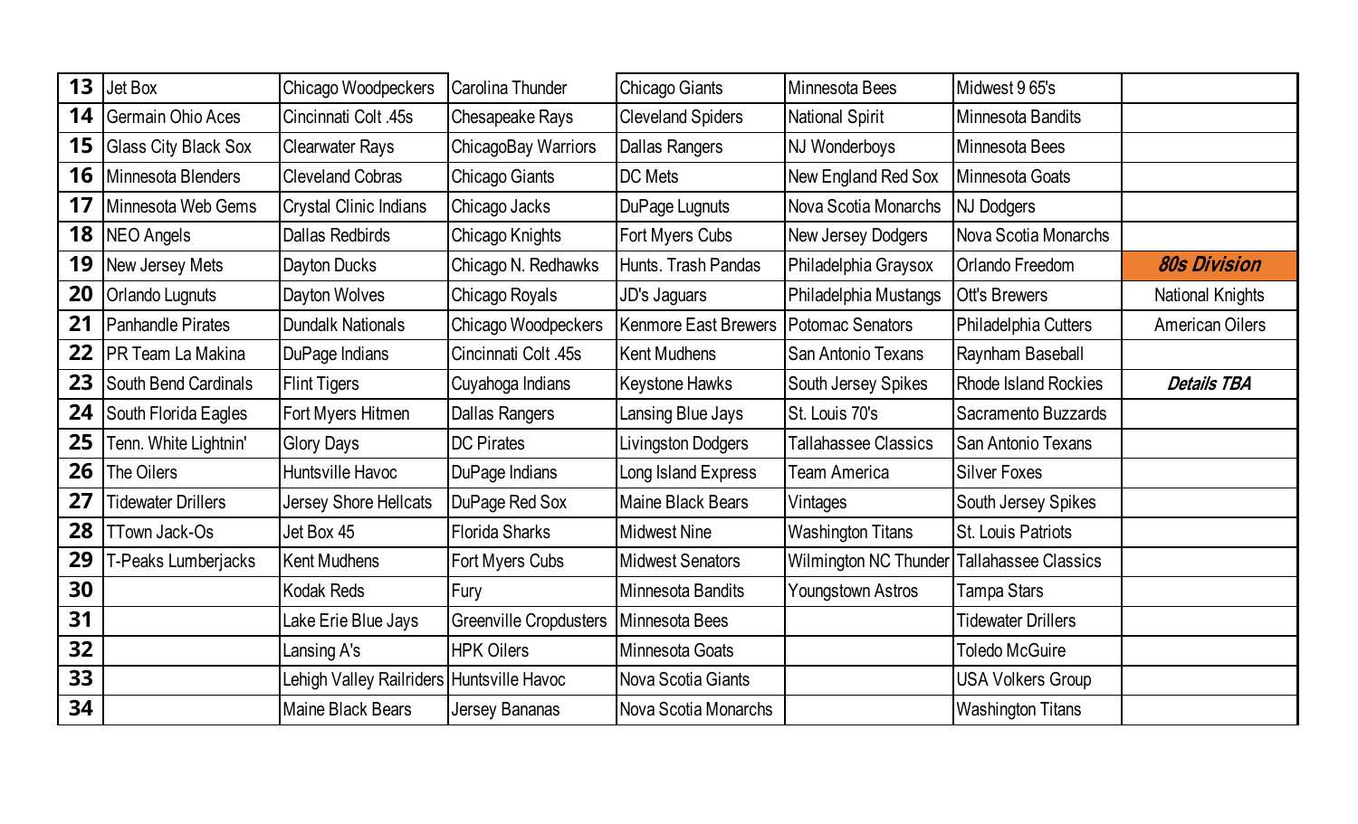| | | | | | | | |
|---|---|---|---|---|---|---|---|
| **13** | Jet Box | Chicago Woodpeckers | Carolina Thunder | Chicago Giants | Minnesota Bees | Midwest 9 65's | |
| **14** | Germain Ohio Aces | Cincinnati Colt .45s | Chesapeake Rays | Cleveland Spiders | National Spirit | Minnesota Bandits | |
| **15** | Glass City Black Sox | Clearwater Rays | ChicagoBay Warriors | Dallas Rangers | NJ Wonderboys | Minnesota Bees | |
| **16** | Minnesota Blenders | Cleveland Cobras | Chicago Giants | DC Mets | New England Red Sox | Minnesota Goats | |
| **17** | Minnesota Web Gems | Crystal Clinic Indians | Chicago Jacks | DuPage Lugnuts | Nova Scotia Monarchs | NJ Dodgers | |
| **18** | NEO Angels | Dallas Redbirds | Chicago Knights | Fort Myers Cubs | New Jersey Dodgers | Nova Scotia Monarchs | |
| **19** | New Jersey Mets | Dayton Ducks | Chicago N. Redhawks | Hunts. Trash Pandas | Philadelphia Graysox | Orlando Freedom | ***80s Division*** |
| **20** | Orlando Lugnuts | Dayton Wolves | Chicago Royals | JD's Jaguars | Philadelphia Mustangs | Ott's Brewers | National Knights |
| **21** | Panhandle Pirates | Dundalk Nationals | Chicago Woodpeckers | Kenmore East Brewers | Potomac Senators | Philadelphia Cutters | American Oilers |
| **22** | PR Team La Makina | DuPage Indians | Cincinnati Colt .45s | Kent Mudhens | San Antonio Texans | Raynham Baseball | |
| **23** | South Bend Cardinals | Flint Tigers | Cuyahoga Indians | Keystone Hawks | South Jersey Spikes | Rhode Island Rockies | ***Details TBA*** |
| **24** | South Florida Eagles | Fort Myers Hitmen | Dallas Rangers | Lansing Blue Jays | St. Louis 70's | Sacramento Buzzards | |
| **25** | Tenn. White Lightnin' | Glory Days | DC Pirates | Livingston Dodgers | Tallahassee Classics | San Antonio Texans | |
| **26** | The Oilers | Huntsville Havoc | DuPage Indians | Long Island Express | Team America | Silver Foxes | |
| **27** | Tidewater Drillers | Jersey Shore Hellcats | DuPage Red Sox | Maine Black Bears | Vintages | South Jersey Spikes | |
| **28** | TTown Jack-Os | Jet Box 45 | Florida Sharks | Midwest Nine | Washington Titans | St. Louis Patriots | |
| **29** | T-Peaks Lumberjacks | Kent Mudhens | Fort Myers Cubs | Midwest Senators | Wilmington NC Thunder | Tallahassee Classics | |
| **30** | | Kodak Reds | Fury | Minnesota Bandits | Youngstown Astros | Tampa Stars | |
| **31** | | Lake Erie Blue Jays | Greenville Cropdusters | Minnesota Bees | | Tidewater Drillers | |
| **32** | | Lansing A's | HPK Oilers | Minnesota Goats | | Toledo McGuire | |
| **33** | | Lehigh Valley Railriders | Huntsville Havoc | Nova Scotia Giants | | USA Volkers Group | |
| **34** | | Maine Black Bears | Jersey Bananas | Nova Scotia Monarchs | | Washington Titans | |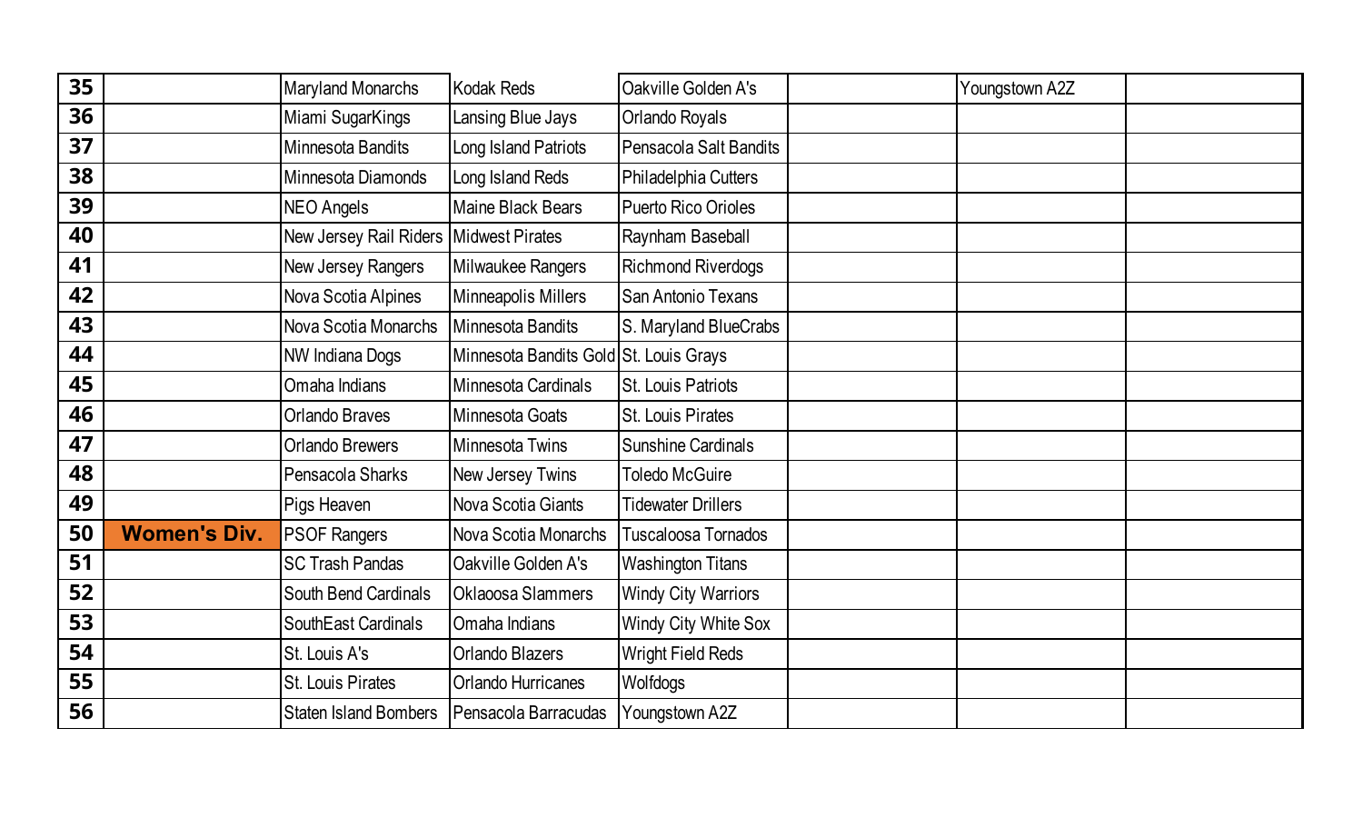| 35 | | Maryland Monarchs | Kodak Reds | Oakville Golden A's | | Youngstown A2Z | |
|---|---|---|---|---|---|---|---|
| 36 | | Miami SugarKings | Lansing Blue Jays | Orlando Royals | | | |
| 37 | | Minnesota Bandits | Long Island Patriots | Pensacola Salt Bandits | | | |
| 38 | | Minnesota Diamonds | Long Island Reds | Philadelphia Cutters | | | |
| 39 | | NEO Angels | Maine Black Bears | Puerto Rico Orioles | | | |
| 40 | | New Jersey Rail Riders | Midwest Pirates | Raynham Baseball | | | |
| 41 | | New Jersey Rangers | Milwaukee Rangers | Richmond Riverdogs | | | |
| 42 | | Nova Scotia Alpines | Minneapolis Millers | San Antonio Texans | | | |
| 43 | | Nova Scotia Monarchs | Minnesota Bandits | S. Maryland BlueCrabs | | | |
| 44 | | NW Indiana Dogs | Minnesota Bandits Gold | St. Louis Grays | | | |
| 45 | | Omaha Indians | Minnesota Cardinals | St. Louis Patriots | | | |
| 46 | | Orlando Braves | Minnesota Goats | St. Louis Pirates | | | |
| 47 | | Orlando Brewers | Minnesota Twins | Sunshine Cardinals | | | |
| 48 | | Pensacola Sharks | New Jersey Twins | Toledo McGuire | | | |
| 49 | | Pigs Heaven | Nova Scotia Giants | Tidewater Drillers | | | |
| 50 | **Women's Div.** | PSOF Rangers | Nova Scotia Monarchs | Tuscaloosa Tornados | | | |
| 51 | | SC Trash Pandas | Oakville Golden A's | Washington Titans | | | |
| 52 | | South Bend Cardinals | Oklaoosa Slammers | Windy City Warriors | | | |
| 53 | | SouthEast Cardinals | Omaha Indians | Windy City White Sox | | | |
| 54 | | St. Louis A's | Orlando Blazers | Wright Field Reds | | | |
| 55 | | St. Louis Pirates | Orlando Hurricanes | Wolfdogs | | | |
| 56 | | Staten Island Bombers | Pensacola Barracudas | Youngstown A2Z | | | |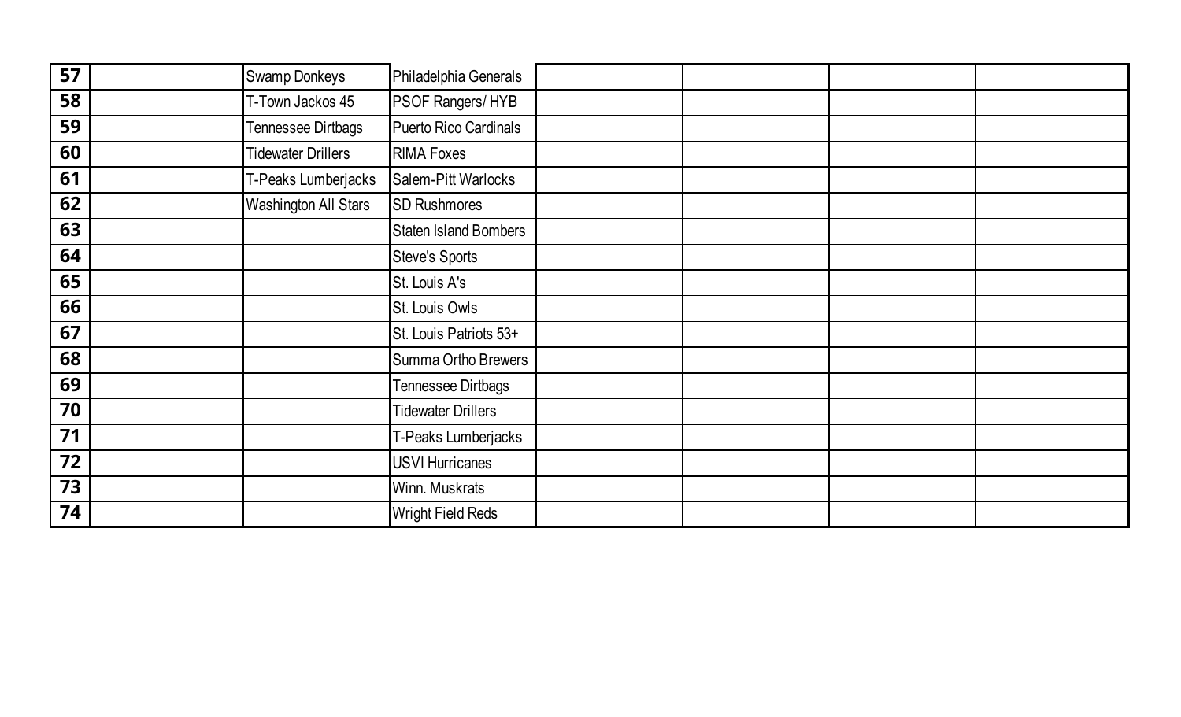| | | | | | | | |
|---|---|---|---|---|---|---|---|
| 57 | | Swamp Donkeys | Philadelphia Generals | | | | |
| 58 | | T-Town Jackos 45 | PSOF Rangers/ HYB | | | | |
| 59 | | Tennessee Dirtbags | Puerto Rico Cardinals | | | | |
| 60 | | Tidewater Drillers | RIMA Foxes | | | | |
| 61 | | T-Peaks Lumberjacks | Salem-Pitt Warlocks | | | | |
| 62 | | Washington All Stars | SD Rushmores | | | | |
| 63 | | | Staten Island Bombers | | | | |
| 64 | | | Steve's Sports | | | | |
| 65 | | | St. Louis A's | | | | |
| 66 | | | St. Louis Owls | | | | |
| 67 | | | St. Louis Patriots 53+ | | | | |
| 68 | | | Summa Ortho Brewers | | | | |
| 69 | | | Tennessee Dirtbags | | | | |
| 70 | | | Tidewater Drillers | | | | |
| 71 | | | T-Peaks Lumberjacks | | | | |
| 72 | | | USVI Hurricanes | | | | |
| 73 | | | Winn. Muskrats | | | | |
| 74 | | | Wright Field Reds | | | | |